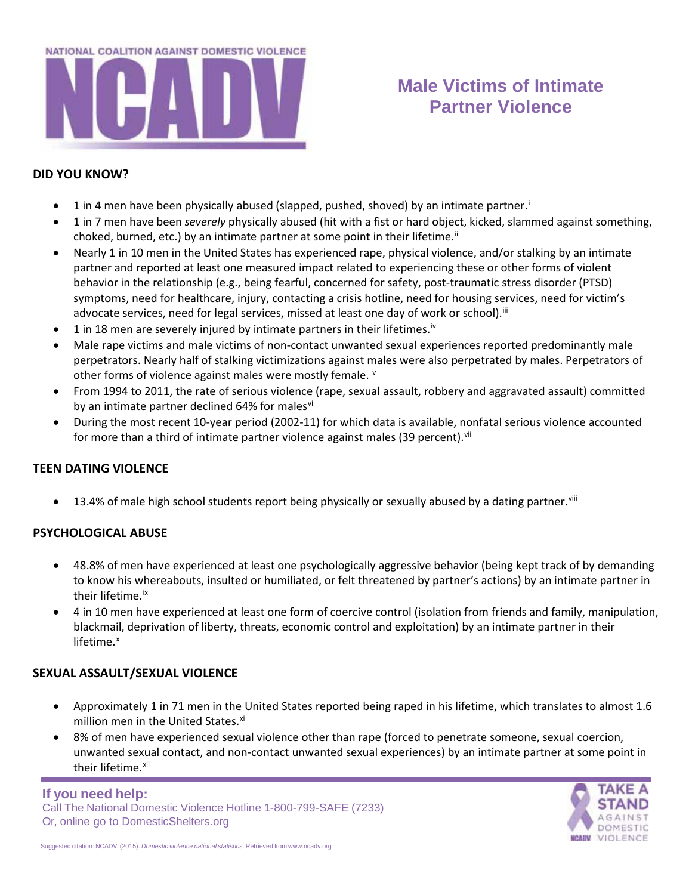NATIONAL COALITION AGAINST DOMESTIC VIOLENCE

# Male Victims of Intimate Partner Violence

## DID YOU KNOW?

- 1 in 4 men have been physically abused (slapped, pushed, shoved) by an intimate partner.[i]
- 1 in 7 men have been *severely* physically abused (hit with a fist or hard object, kicked, slammed against something, choked, burned, etc.) by an intimate partner at some point in their lifetime.[ii]
- Nearly 1 in 10 men in the United States has experienced rape, physical violence, and/or stalking by an intimate partner and reported at least one measured impact related to experiencing these or other forms of violent behavior in the relationship (e.g., being fearful, concerned for safety, post-traumatic stress disorder (PTSD) symptoms, need for healthcare, injury, contacting a crisis hotline, need for housing services, need for victim's advocate services, need for legal services, missed at least one day of work or school).[iii]
- 1 in 18 men are severely injured by intimate partners in their lifetimes.[iv]
- Male rape victims and male victims of non-contact unwanted sexual experiences reported predominantly male perpetrators. Nearly half of stalking victimizations against males were also perpetrated by males. Perpetrators of other forms of violence against males were mostly female. [v]
- From 1994 to 2011, the rate of serious violence (rape, sexual assault, robbery and aggravated assault) committed by an intimate partner declined 64% for males[vi]
- During the most recent 10-year period (2002-11) for which data is available, nonfatal serious violence accounted for more than a third of intimate partner violence against males (39 percent).[vii]

## TEEN DATING VIOLENCE

- 13.4% of male high school students report being physically or sexually abused by a dating partner.[viii]

## PSYCHOLOGICAL ABUSE

- 48.8% of men have experienced at least one psychologically aggressive behavior (being kept track of by demanding to know his whereabouts, insulted or humiliated, or felt threatened by partner's actions) by an intimate partner in their lifetime.[ix]
- 4 in 10 men have experienced at least one form of coercive control (isolation from friends and family, manipulation, blackmail, deprivation of liberty, threats, economic control and exploitation) by an intimate partner in their lifetime.[x]

## SEXUAL ASSAULT/SEXUAL VIOLENCE

- Approximately 1 in 71 men in the United States reported being raped in his lifetime, which translates to almost 1.6 million men in the United States.[xi]
- 8% of men have experienced sexual violence other than rape (forced to penetrate someone, sexual coercion, unwanted sexual contact, and non-contact unwanted sexual experiences) by an intimate partner at some point in their lifetime.[xii]

**If you need help:**
Call The National Domestic Violence Hotline 1-800-799-SAFE (7233)
Or, online go to DomesticShelters.org

TAKE A STAND AGAINST DOMESTIC VIOLENCE

Suggested citation: NCADV. (2015). *Domestic violence national statistics*. Retrieved from www.ncadv.org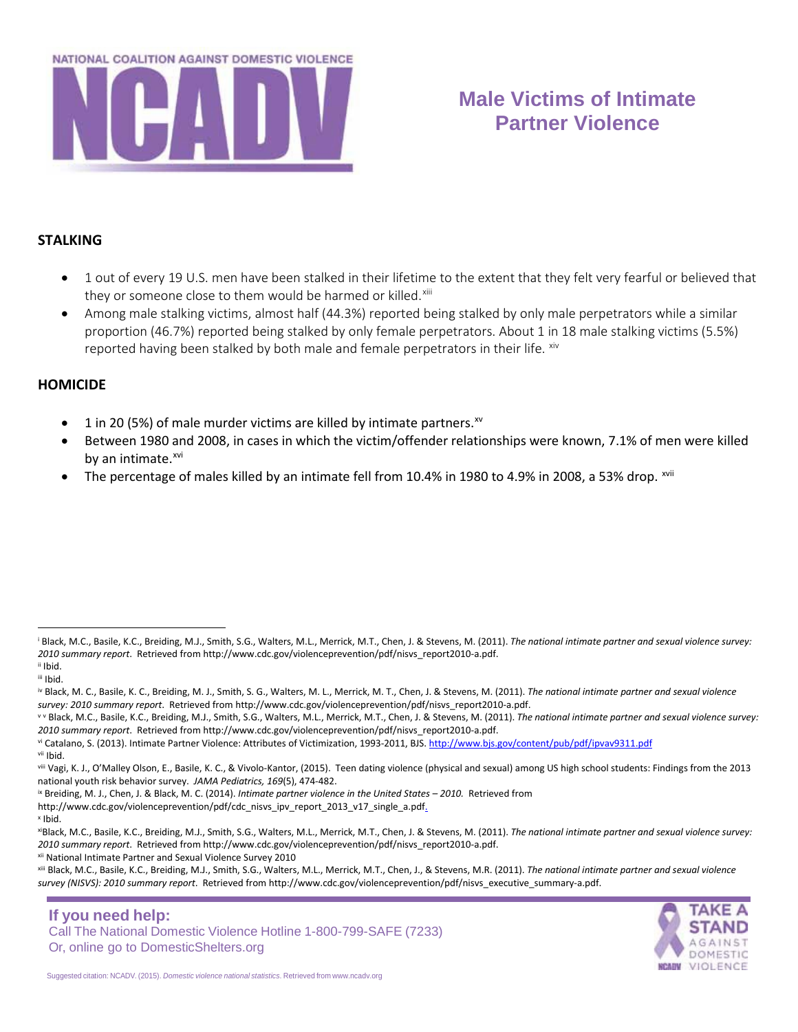# Male Victims of Intimate Partner Violence

## STALKING

- 1 out of every 19 U.S. men have been stalked in their lifetime to the extent that they felt very fearful or believed that they or someone close to them would be harmed or killed.[xiii]
- Among male stalking victims, almost half (44.3%) reported being stalked by only male perpetrators while a similar proportion (46.7%) reported being stalked by only female perpetrators. About 1 in 18 male stalking victims (5.5%) reported having been stalked by both male and female perpetrators in their life. [xiv]

## HOMICIDE

- 1 in 20 (5%) of male murder victims are killed by intimate partners.[xv]
- Between 1980 and 2008, in cases in which the victim/offender relationships were known, 7.1% of men were killed by an intimate.[xvi]
- The percentage of males killed by an intimate fell from 10.4% in 1980 to 4.9% in 2008, a 53% drop. [xvii]

---

[i] Black, M.C., Basile, K.C., Breiding, M.J., Smith, S.G., Walters, M.L., Merrick, M.T., Chen, J. & Stevens, M. (2011). *The national intimate partner and sexual violence survey: 2010 summary report*. Retrieved from http://www.cdc.gov/violenceprevention/pdf/nisvs_report2010-a.pdf.

[ii] Ibid.

[iii] Ibid.

[iv] Black, M. C., Basile, K. C., Breiding, M. J., Smith, S. G., Walters, M. L., Merrick, M. T., Chen, J. & Stevens, M. (2011). *The national intimate partner and sexual violence survey: 2010 summary report*. Retrieved from http://www.cdc.gov/violenceprevention/pdf/nisvs_report2010-a.pdf.

[v v] Black, M.C., Basile, K.C., Breiding, M.J., Smith, S.G., Walters, M.L., Merrick, M.T., Chen, J. & Stevens, M. (2011). *The national intimate partner and sexual violence survey: 2010 summary report*. Retrieved from http://www.cdc.gov/violenceprevention/pdf/nisvs_report2010-a.pdf.

[vi] Catalano, S. (2013). Intimate Partner Violence: Attributes of Victimization, 1993-2011, BJS. http://www.bjs.gov/content/pub/pdf/ipvav9311.pdf

[vii] Ibid.

[viii] Vagi, K. J., O'Malley Olson, E., Basile, K. C., & Vivolo-Kantor, (2015). Teen dating violence (physical and sexual) among US high school students: Findings from the 2013 national youth risk behavior survey. *JAMA Pediatrics, 169*(5), 474-482.

[ix] Breiding, M. J., Chen, J. & Black, M. C. (2014). *Intimate partner violence in the United States – 2010.* Retrieved from http://www.cdc.gov/violenceprevention/pdf/cdc_nisvs_ipv_report_2013_v17_single_a.pdf.

[x] Ibid.

[xi] Black, M.C., Basile, K.C., Breiding, M.J., Smith, S.G., Walters, M.L., Merrick, M.T., Chen, J. & Stevens, M. (2011). *The national intimate partner and sexual violence survey: 2010 summary report*. Retrieved from http://www.cdc.gov/violenceprevention/pdf/nisvs_report2010-a.pdf.

[xii] National Intimate Partner and Sexual Violence Survey 2010

[xiii] Black, M.C., Basile, K.C., Breiding, M.J., Smith, S.G., Walters, M.L., Merrick, M.T., Chen, J., & Stevens, M.R. (2011). *The national intimate partner and sexual violence survey (NISVS): 2010 summary report*. Retrieved from http://www.cdc.gov/violenceprevention/pdf/nisvs_executive_summary-a.pdf.

**If you need help:**
Call The National Domestic Violence Hotline 1-800-799-SAFE (7233)
Or, online go to DomesticShelters.org

Suggested citation: NCADV. (2015). *Domestic violence national statistics*. Retrieved from www.ncadv.org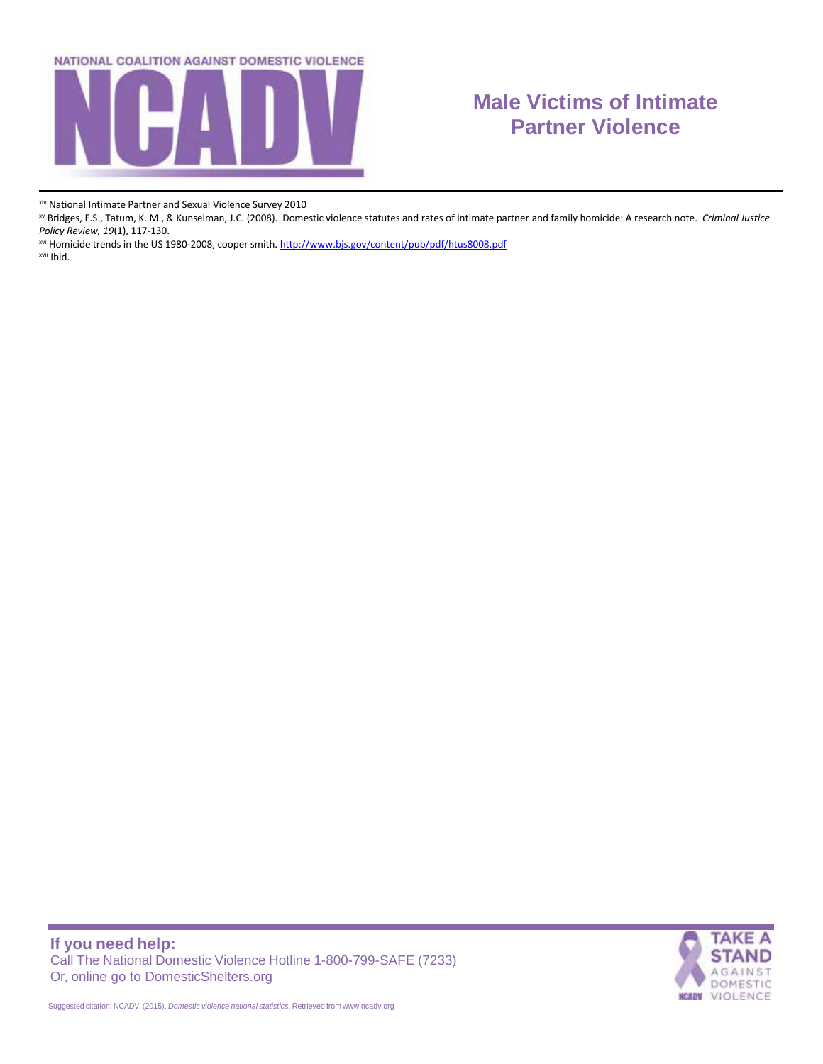# Male Victims of Intimate Partner Violence

[xiv] National Intimate Partner and Sexual Violence Survey 2010

[xv] Bridges, F.S., Tatum, K. M., & Kunselman, J.C. (2008). Domestic violence statutes and rates of intimate partner and family homicide: A research note. *Criminal Justice Policy Review, 19*(1), 117-130.

[xvi] Homicide trends in the US 1980-2008, cooper smith. http://www.bjs.gov/content/pub/pdf/htus8008.pdf

[xvii] Ibid.

**If you need help:**
Call The National Domestic Violence Hotline 1-800-799-SAFE (7233)
Or, online go to DomesticShelters.org

Suggested citation: NCADV. (2015). *Domestic violence national statistics*. Retrieved from www.ncadv.org